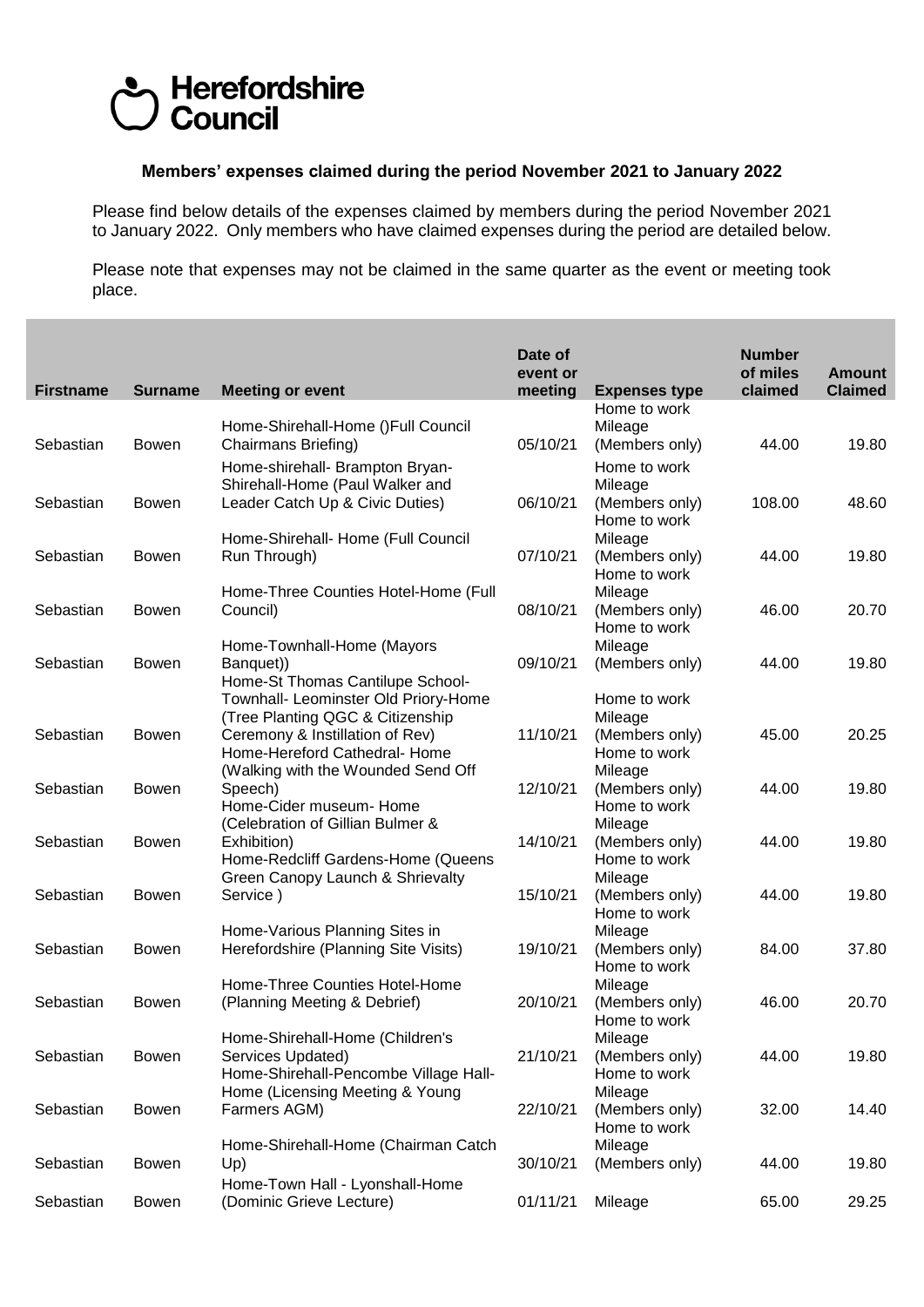# Herefordshire Council

**Members' expenses claimed during the period November 2021 to January 2022**

Please find below details of the expenses claimed by members during the period November 2021 to January 2022. Only members who have claimed expenses during the period are detailed below.

Please note that expenses may not be claimed in the same quarter as the event or meeting took place.

| Firstname | Surname | Meeting or event | Date of event or meeting | Expenses type | Number of miles claimed | Amount Claimed |
|---|---|---|---|---|---|---|
| Sebastian | Bowen | Home-Shirehall-Home ()Full Council Chairmans Briefing) | 05/10/21 | Home to work Mileage (Members only) | 44.00 | 19.80 |
| Sebastian | Bowen | Home-shirehall- Brampton Bryan-Shirehall-Home (Paul Walker and Leader Catch Up & Civic Duties) | 06/10/21 | Home to work Mileage (Members only) | 108.00 | 48.60 |
| Sebastian | Bowen | Home-Shirehall- Home (Full Council Run Through) | 07/10/21 | Home to work Mileage (Members only) | 44.00 | 19.80 |
| Sebastian | Bowen | Home-Three Counties Hotel-Home (Full Council) | 08/10/21 | Home to work Mileage (Members only) | 46.00 | 20.70 |
| Sebastian | Bowen | Home-Townhall-Home (Mayors Banquet)) | 09/10/21 | Home to work Mileage (Members only) | 44.00 | 19.80 |
| Sebastian | Bowen | Home-St Thomas Cantilupe School-Townhall- Leominster Old Priory-Home (Tree Planting QGC & Citizenship Ceremony & Instillation of Rev) | 11/10/21 | Home to work Mileage (Members only) | 45.00 | 20.25 |
| Sebastian | Bowen | Home-Hereford Cathedral- Home (Walking with the Wounded Send Off Speech) | 12/10/21 | Home to work Mileage (Members only) | 44.00 | 19.80 |
| Sebastian | Bowen | Home-Cider museum- Home (Celebration of Gillian Bulmer & Exhibition) | 14/10/21 | Home to work Mileage (Members only) | 44.00 | 19.80 |
| Sebastian | Bowen | Home-Redcliff Gardens-Home (Queens Green Canopy Launch & Shrievalty Service ) | 15/10/21 | Home to work Mileage (Members only) | 44.00 | 19.80 |
| Sebastian | Bowen | Home-Various Planning Sites in Herefordshire (Planning Site Visits) | 19/10/21 | Home to work Mileage (Members only) | 84.00 | 37.80 |
| Sebastian | Bowen | Home-Three Counties Hotel-Home (Planning Meeting & Debrief) | 20/10/21 | Home to work Mileage (Members only) | 46.00 | 20.70 |
| Sebastian | Bowen | Home-Shirehall-Home (Children's Services Updated) | 21/10/21 | Home to work Mileage (Members only) | 44.00 | 19.80 |
| Sebastian | Bowen | Home-Shirehall-Pencombe Village Hall-Home (Licensing Meeting & Young Farmers AGM) | 22/10/21 | Home to work Mileage (Members only) | 32.00 | 14.40 |
| Sebastian | Bowen | Home-Shirehall-Home (Chairman Catch Up) | 30/10/21 | Home to work Mileage (Members only) | 44.00 | 19.80 |
| Sebastian | Bowen | Home-Town Hall - Lyonshall-Home (Dominic Grieve Lecture) | 01/11/21 | Mileage | 65.00 | 29.25 |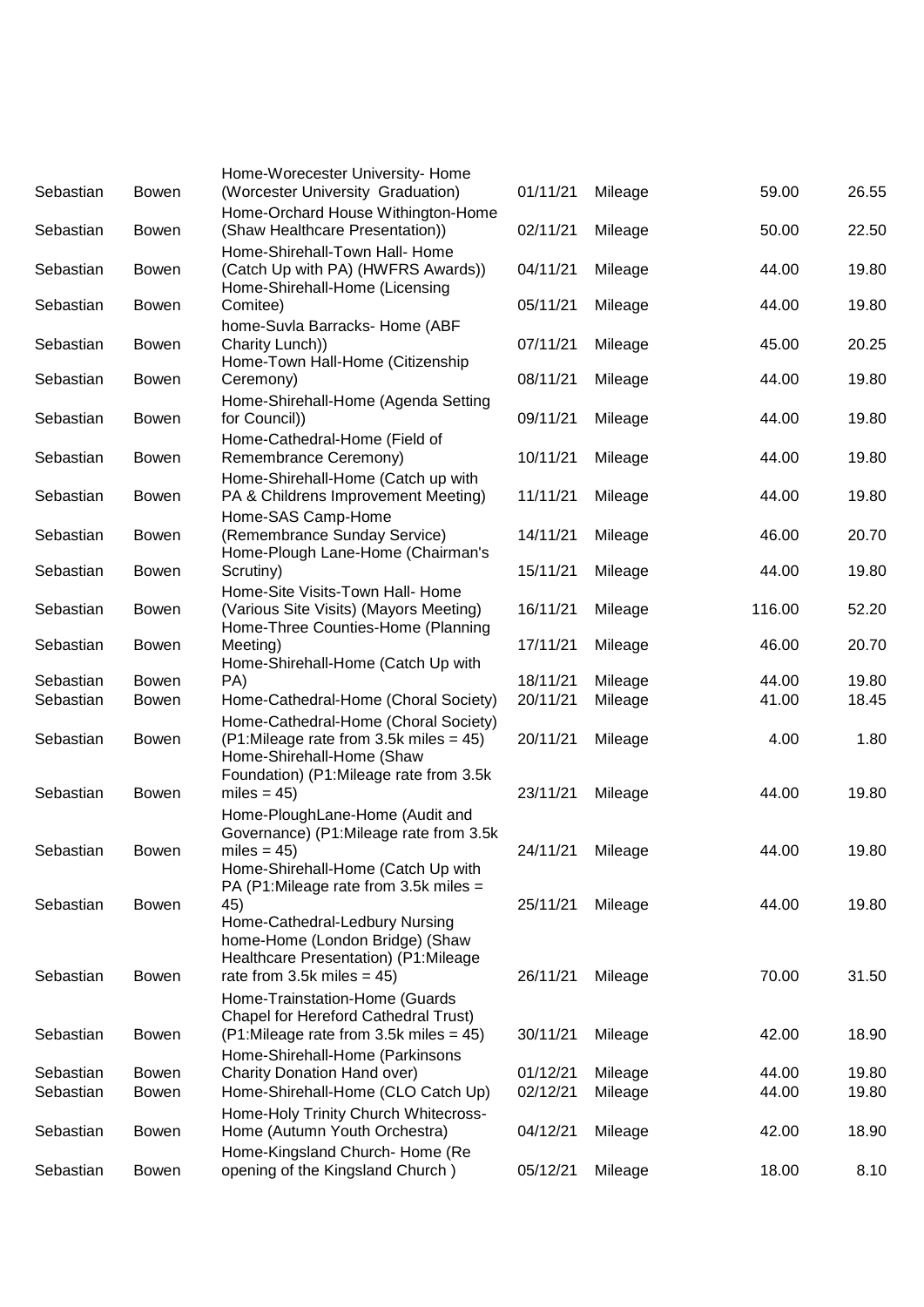| | | | | | | |
|---|---|---|---|---|---|---|
| Sebastian | Bowen | Home-Worecester University- Home (Worcester University Graduation) | 01/11/21 | Mileage | 59.00 | 26.55 |
| Sebastian | Bowen | Home-Orchard House Withington-Home (Shaw Healthcare Presentation)) | 02/11/21 | Mileage | 50.00 | 22.50 |
| Sebastian | Bowen | Home-Shirehall-Town Hall- Home (Catch Up with PA) (HWFRS Awards)) | 04/11/21 | Mileage | 44.00 | 19.80 |
| Sebastian | Bowen | Home-Shirehall-Home (Licensing Comitee) | 05/11/21 | Mileage | 44.00 | 19.80 |
| Sebastian | Bowen | home-Suvla Barracks- Home (ABF Charity Lunch)) | 07/11/21 | Mileage | 45.00 | 20.25 |
| Sebastian | Bowen | Home-Town Hall-Home (Citizenship Ceremony) | 08/11/21 | Mileage | 44.00 | 19.80 |
| Sebastian | Bowen | Home-Shirehall-Home (Agenda Setting for Council)) | 09/11/21 | Mileage | 44.00 | 19.80 |
| Sebastian | Bowen | Home-Cathedral-Home (Field of Remembrance Ceremony) | 10/11/21 | Mileage | 44.00 | 19.80 |
| Sebastian | Bowen | Home-Shirehall-Home (Catch up with PA & Childrens Improvement Meeting) | 11/11/21 | Mileage | 44.00 | 19.80 |
| Sebastian | Bowen | Home-SAS Camp-Home (Remembrance Sunday Service) | 14/11/21 | Mileage | 46.00 | 20.70 |
| Sebastian | Bowen | Home-Plough Lane-Home (Chairman's Scrutiny) | 15/11/21 | Mileage | 44.00 | 19.80 |
| Sebastian | Bowen | Home-Site Visits-Town Hall- Home (Various Site Visits) (Mayors Meeting) | 16/11/21 | Mileage | 116.00 | 52.20 |
| Sebastian | Bowen | Home-Three Counties-Home (Planning Meeting) | 17/11/21 | Mileage | 46.00 | 20.70 |
| Sebastian | Bowen | Home-Shirehall-Home (Catch Up with PA) | 18/11/21 | Mileage | 44.00 | 19.80 |
| Sebastian | Bowen | Home-Cathedral-Home (Choral Society) | 20/11/21 | Mileage | 41.00 | 18.45 |
| Sebastian | Bowen | Home-Cathedral-Home (Choral Society) (P1:Mileage rate from 3.5k miles = 45) | 20/11/21 | Mileage | 4.00 | 1.80 |
| Sebastian | Bowen | Home-Shirehall-Home (Shaw Foundation) (P1:Mileage rate from 3.5k miles = 45) | 23/11/21 | Mileage | 44.00 | 19.80 |
| Sebastian | Bowen | Home-PloughLane-Home (Audit and Governance) (P1:Mileage rate from 3.5k miles = 45) | 24/11/21 | Mileage | 44.00 | 19.80 |
| Sebastian | Bowen | Home-Shirehall-Home (Catch Up with PA (P1:Mileage rate from 3.5k miles = 45) | 25/11/21 | Mileage | 44.00 | 19.80 |
| Sebastian | Bowen | Home-Cathedral-Ledbury Nursing home-Home (London Bridge) (Shaw Healthcare Presentation) (P1:Mileage rate from 3.5k miles = 45) | 26/11/21 | Mileage | 70.00 | 31.50 |
| Sebastian | Bowen | Home-Trainstation-Home (Guards Chapel for Hereford Cathedral Trust) (P1:Mileage rate from 3.5k miles = 45) | 30/11/21 | Mileage | 42.00 | 18.90 |
| Sebastian | Bowen | Home-Shirehall-Home (Parkinsons Charity Donation Hand over) | 01/12/21 | Mileage | 44.00 | 19.80 |
| Sebastian | Bowen | Home-Shirehall-Home (CLO Catch Up) | 02/12/21 | Mileage | 44.00 | 19.80 |
| Sebastian | Bowen | Home-Holy Trinity Church Whitecross-Home (Autumn Youth Orchestra) | 04/12/21 | Mileage | 42.00 | 18.90 |
| Sebastian | Bowen | Home-Kingsland Church- Home (Re opening of the Kingsland Church ) | 05/12/21 | Mileage | 18.00 | 8.10 |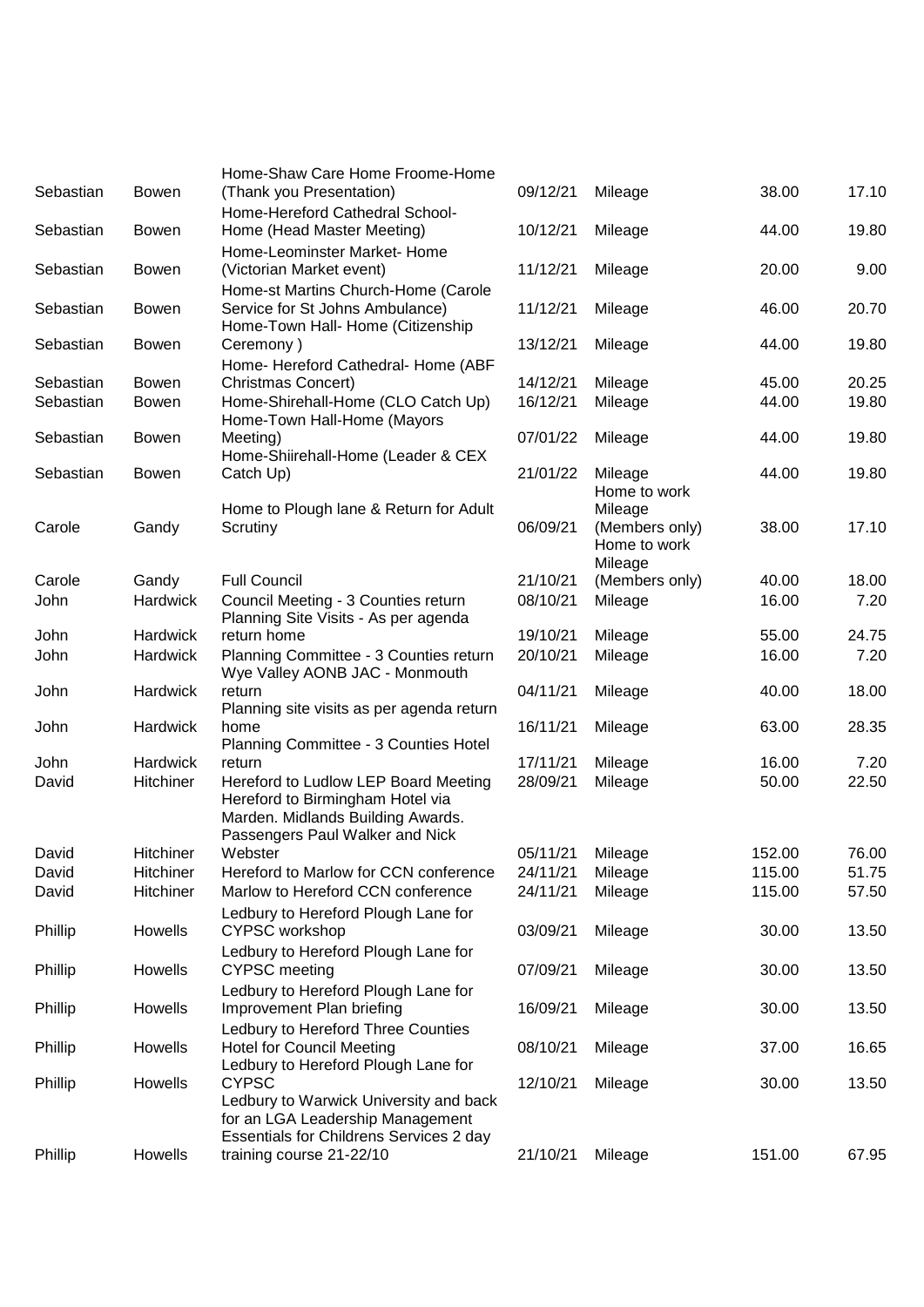| | | | | | | |
|---|---|---|---|---|---|---|
| Sebastian | Bowen | Home-Shaw Care Home Froome-Home (Thank you Presentation) | 09/12/21 | Mileage | 38.00 | 17.10 |
| Sebastian | Bowen | Home-Hereford Cathedral School-Home (Head Master Meeting) | 10/12/21 | Mileage | 44.00 | 19.80 |
| Sebastian | Bowen | Home-Leominster Market- Home (Victorian Market event) | 11/12/21 | Mileage | 20.00 | 9.00 |
| Sebastian | Bowen | Home-st Martins Church-Home (Carole Service for St Johns Ambulance) | 11/12/21 | Mileage | 46.00 | 20.70 |
| Sebastian | Bowen | Home-Town Hall- Home (Citizenship Ceremony ) | 13/12/21 | Mileage | 44.00 | 19.80 |
| Sebastian | Bowen | Home- Hereford Cathedral- Home (ABF Christmas Concert) | 14/12/21 | Mileage | 45.00 | 20.25 |
| Sebastian | Bowen | Home-Shirehall-Home (CLO Catch Up) | 16/12/21 | Mileage | 44.00 | 19.80 |
| Sebastian | Bowen | Home-Town Hall-Home (Mayors Meeting) | 07/01/22 | Mileage | 44.00 | 19.80 |
| Sebastian | Bowen | Home-Shiirehall-Home (Leader & CEX Catch Up) | 21/01/22 | Mileage | 44.00 | 19.80 |
| Carole | Gandy | Home to Plough lane & Return for Adult Scrutiny | 06/09/21 | Home to work Mileage (Members only) | 38.00 | 17.10 |
| Carole | Gandy | Full Council | 21/10/21 | Home to work Mileage (Members only) | 40.00 | 18.00 |
| John | Hardwick | Council Meeting - 3 Counties return | 08/10/21 | Mileage | 16.00 | 7.20 |
| John | Hardwick | Planning Site Visits - As per agenda return home | 19/10/21 | Mileage | 55.00 | 24.75 |
| John | Hardwick | Planning Committee - 3 Counties return | 20/10/21 | Mileage | 16.00 | 7.20 |
| John | Hardwick | Wye Valley AONB JAC - Monmouth return | 04/11/21 | Mileage | 40.00 | 18.00 |
| John | Hardwick | Planning site visits as per agenda return home | 16/11/21 | Mileage | 63.00 | 28.35 |
| John | Hardwick | Planning Committee - 3 Counties Hotel return | 17/11/21 | Mileage | 16.00 | 7.20 |
| David | Hitchiner | Hereford to Ludlow LEP Board Meeting | 28/09/21 | Mileage | 50.00 | 22.50 |
| David | Hitchiner | Hereford to Birmingham Hotel via Marden. Midlands Building Awards. Passengers Paul Walker and Nick Webster | 05/11/21 | Mileage | 152.00 | 76.00 |
| David | Hitchiner | Hereford to Marlow for CCN conference | 24/11/21 | Mileage | 115.00 | 51.75 |
| David | Hitchiner | Marlow to Hereford CCN conference | 24/11/21 | Mileage | 115.00 | 57.50 |
| Phillip | Howells | Ledbury to Hereford Plough Lane for CYPSC workshop | 03/09/21 | Mileage | 30.00 | 13.50 |
| Phillip | Howells | Ledbury to Hereford Plough Lane for CYPSC meeting | 07/09/21 | Mileage | 30.00 | 13.50 |
| Phillip | Howells | Ledbury to Hereford Plough Lane for Improvement Plan briefing | 16/09/21 | Mileage | 30.00 | 13.50 |
| Phillip | Howells | Ledbury to Hereford Three Counties Hotel for Council Meeting | 08/10/21 | Mileage | 37.00 | 16.65 |
| Phillip | Howells | Ledbury to Hereford Plough Lane for CYPSC | 12/10/21 | Mileage | 30.00 | 13.50 |
| Phillip | Howells | Ledbury to Warwick University and back for an LGA Leadership Management Essentials for Childrens Services 2 day training course 21-22/10 | 21/10/21 | Mileage | 151.00 | 67.95 |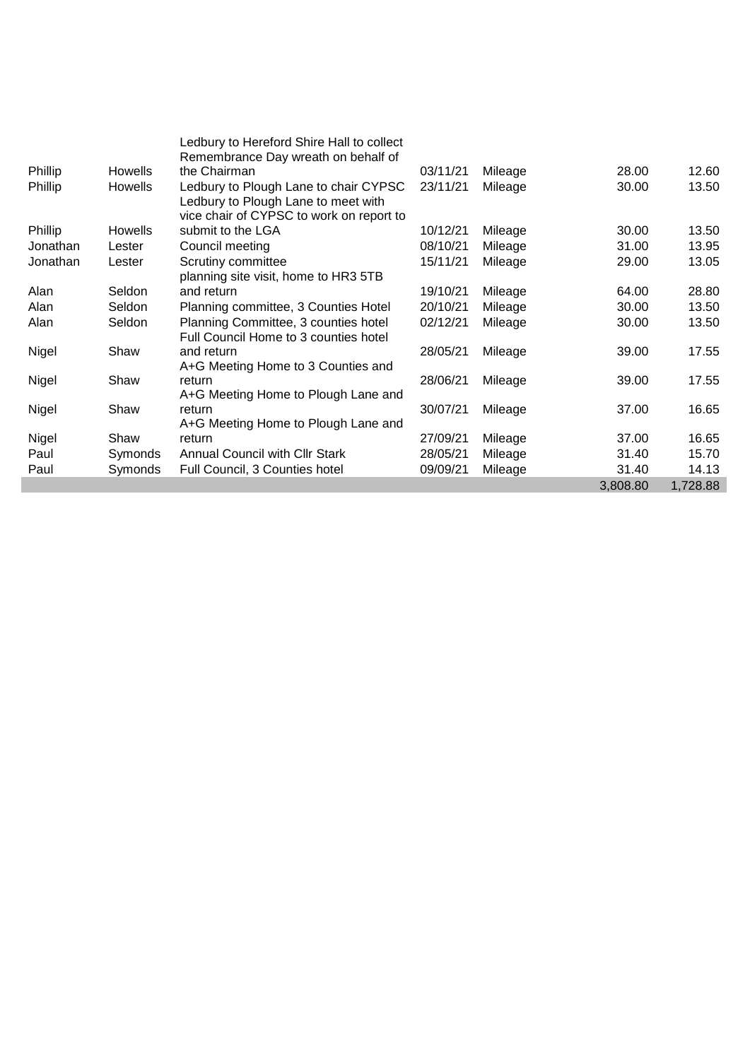| | | | | | | |
|---|---|---|---|---|---|---|
| Phillip | Howells | Ledbury to Hereford Shire Hall to collect Remembrance Day wreath on behalf of the Chairman | 03/11/21 | Mileage | 28.00 | 12.60 |
| Phillip | Howells | Ledbury to Plough Lane to chair CYPSC | 23/11/21 | Mileage | 30.00 | 13.50 |
| Phillip | Howells | Ledbury to Plough Lane to meet with vice chair of CYPSC to work on report to submit to the LGA | 10/12/21 | Mileage | 30.00 | 13.50 |
| Jonathan | Lester | Council meeting | 08/10/21 | Mileage | 31.00 | 13.95 |
| Jonathan | Lester | Scrutiny committee | 15/11/21 | Mileage | 29.00 | 13.05 |
| Alan | Seldon | planning site visit, home to HR3 5TB and return | 19/10/21 | Mileage | 64.00 | 28.80 |
| Alan | Seldon | Planning committee, 3 Counties Hotel | 20/10/21 | Mileage | 30.00 | 13.50 |
| Alan | Seldon | Planning Committee, 3 counties hotel | 02/12/21 | Mileage | 30.00 | 13.50 |
| Nigel | Shaw | Full Council Home to 3 counties hotel and return | 28/05/21 | Mileage | 39.00 | 17.55 |
| Nigel | Shaw | A+G Meeting Home to 3 Counties and return | 28/06/21 | Mileage | 39.00 | 17.55 |
| Nigel | Shaw | A+G Meeting Home to Plough Lane and return | 30/07/21 | Mileage | 37.00 | 16.65 |
| Nigel | Shaw | A+G Meeting Home to Plough Lane and return | 27/09/21 | Mileage | 37.00 | 16.65 |
| Paul | Symonds | Annual Council with Cllr Stark | 28/05/21 | Mileage | 31.40 | 15.70 |
| Paul | Symonds | Full Council, 3 Counties hotel | 09/09/21 | Mileage | 31.40 | 14.13 |
| | | | | | 3,808.80 | 1,728.88 |